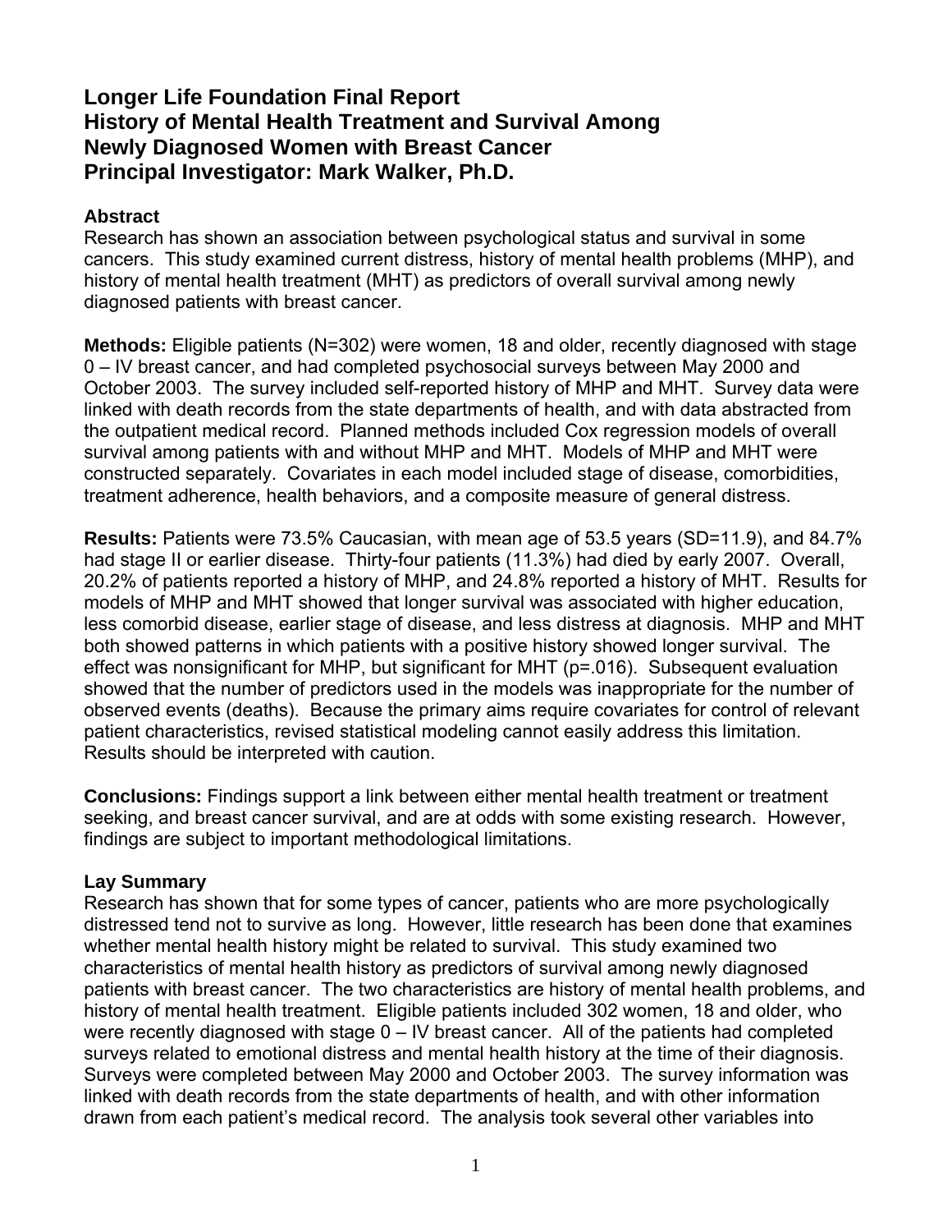# Longer Life Foundation Final Report
# History of Mental Health Treatment and Survival Among Newly Diagnosed Women with Breast Cancer
# Principal Investigator: Mark Walker, Ph.D.

## Abstract

Research has shown an association between psychological status and survival in some cancers. This study examined current distress, history of mental health problems (MHP), and history of mental health treatment (MHT) as predictors of overall survival among newly diagnosed patients with breast cancer.

**Methods:** Eligible patients (N=302) were women, 18 and older, recently diagnosed with stage 0 – IV breast cancer, and had completed psychosocial surveys between May 2000 and October 2003. The survey included self-reported history of MHP and MHT. Survey data were linked with death records from the state departments of health, and with data abstracted from the outpatient medical record. Planned methods included Cox regression models of overall survival among patients with and without MHP and MHT. Models of MHP and MHT were constructed separately. Covariates in each model included stage of disease, comorbidities, treatment adherence, health behaviors, and a composite measure of general distress.

**Results:** Patients were 73.5% Caucasian, with mean age of 53.5 years (SD=11.9), and 84.7% had stage II or earlier disease. Thirty-four patients (11.3%) had died by early 2007. Overall, 20.2% of patients reported a history of MHP, and 24.8% reported a history of MHT. Results for models of MHP and MHT showed that longer survival was associated with higher education, less comorbid disease, earlier stage of disease, and less distress at diagnosis. MHP and MHT both showed patterns in which patients with a positive history showed longer survival. The effect was nonsignificant for MHP, but significant for MHT ($p=.016$). Subsequent evaluation showed that the number of predictors used in the models was inappropriate for the number of observed events (deaths). Because the primary aims require covariates for control of relevant patient characteristics, revised statistical modeling cannot easily address this limitation. Results should be interpreted with caution.

**Conclusions:** Findings support a link between either mental health treatment or treatment seeking, and breast cancer survival, and are at odds with some existing research. However, findings are subject to important methodological limitations.

## Lay Summary

Research has shown that for some types of cancer, patients who are more psychologically distressed tend not to survive as long. However, little research has been done that examines whether mental health history might be related to survival. This study examined two characteristics of mental health history as predictors of survival among newly diagnosed patients with breast cancer. The two characteristics are history of mental health problems, and history of mental health treatment. Eligible patients included 302 women, 18 and older, who were recently diagnosed with stage 0 – IV breast cancer. All of the patients had completed surveys related to emotional distress and mental health history at the time of their diagnosis. Surveys were completed between May 2000 and October 2003. The survey information was linked with death records from the state departments of health, and with other information drawn from each patient's medical record. The analysis took several other variables into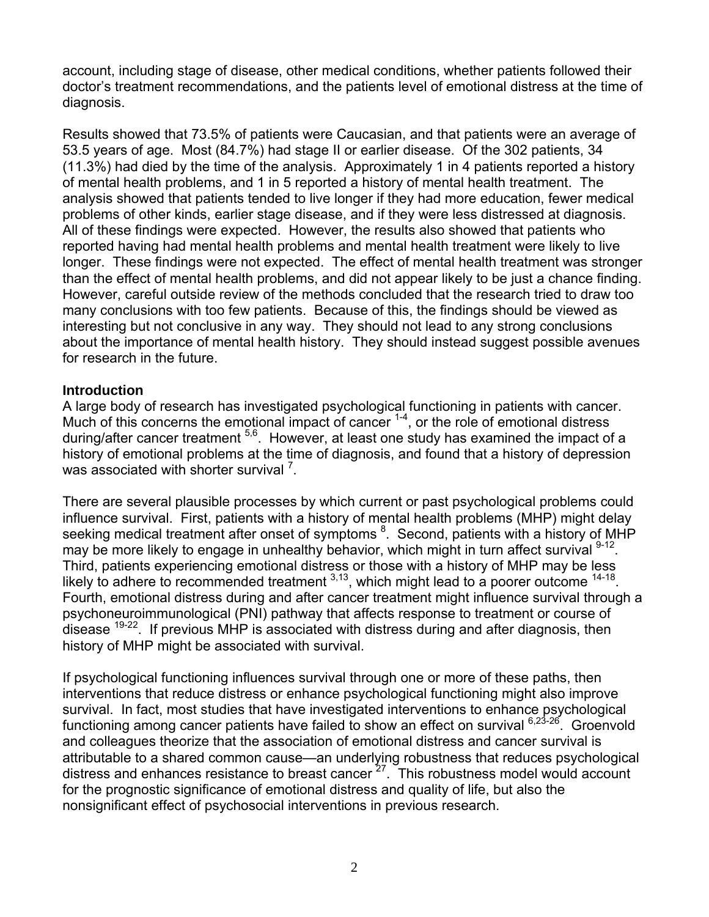account, including stage of disease, other medical conditions, whether patients followed their doctor's treatment recommendations, and the patients level of emotional distress at the time of diagnosis.

Results showed that 73.5% of patients were Caucasian, and that patients were an average of 53.5 years of age. Most (84.7%) had stage II or earlier disease. Of the 302 patients, 34 (11.3%) had died by the time of the analysis. Approximately 1 in 4 patients reported a history of mental health problems, and 1 in 5 reported a history of mental health treatment. The analysis showed that patients tended to live longer if they had more education, fewer medical problems of other kinds, earlier stage disease, and if they were less distressed at diagnosis. All of these findings were expected. However, the results also showed that patients who reported having had mental health problems and mental health treatment were likely to live longer. These findings were not expected. The effect of mental health treatment was stronger than the effect of mental health problems, and did not appear likely to be just a chance finding. However, careful outside review of the methods concluded that the research tried to draw too many conclusions with too few patients. Because of this, the findings should be viewed as interesting but not conclusive in any way. They should not lead to any strong conclusions about the importance of mental health history. They should instead suggest possible avenues for research in the future.

## Introduction

A large body of research has investigated psychological functioning in patients with cancer. Much of this concerns the emotional impact of cancer [1-4], or the role of emotional distress during/after cancer treatment [5,6]. However, at least one study has examined the impact of a history of emotional problems at the time of diagnosis, and found that a history of depression was associated with shorter survival [7].

There are several plausible processes by which current or past psychological problems could influence survival. First, patients with a history of mental health problems (MHP) might delay seeking medical treatment after onset of symptoms [8]. Second, patients with a history of MHP may be more likely to engage in unhealthy behavior, which might in turn affect survival [9-12]. Third, patients experiencing emotional distress or those with a history of MHP may be less likely to adhere to recommended treatment [3,13], which might lead to a poorer outcome [14-18]. Fourth, emotional distress during and after cancer treatment might influence survival through a psychoneuroimmunological (PNI) pathway that affects response to treatment or course of disease [19-22]. If previous MHP is associated with distress during and after diagnosis, then history of MHP might be associated with survival.

If psychological functioning influences survival through one or more of these paths, then interventions that reduce distress or enhance psychological functioning might also improve survival. In fact, most studies that have investigated interventions to enhance psychological functioning among cancer patients have failed to show an effect on survival [6,23-26]. Groenvold and colleagues theorize that the association of emotional distress and cancer survival is attributable to a shared common cause—an underlying robustness that reduces psychological distress and enhances resistance to breast cancer [27]. This robustness model would account for the prognostic significance of emotional distress and quality of life, but also the nonsignificant effect of psychosocial interventions in previous research.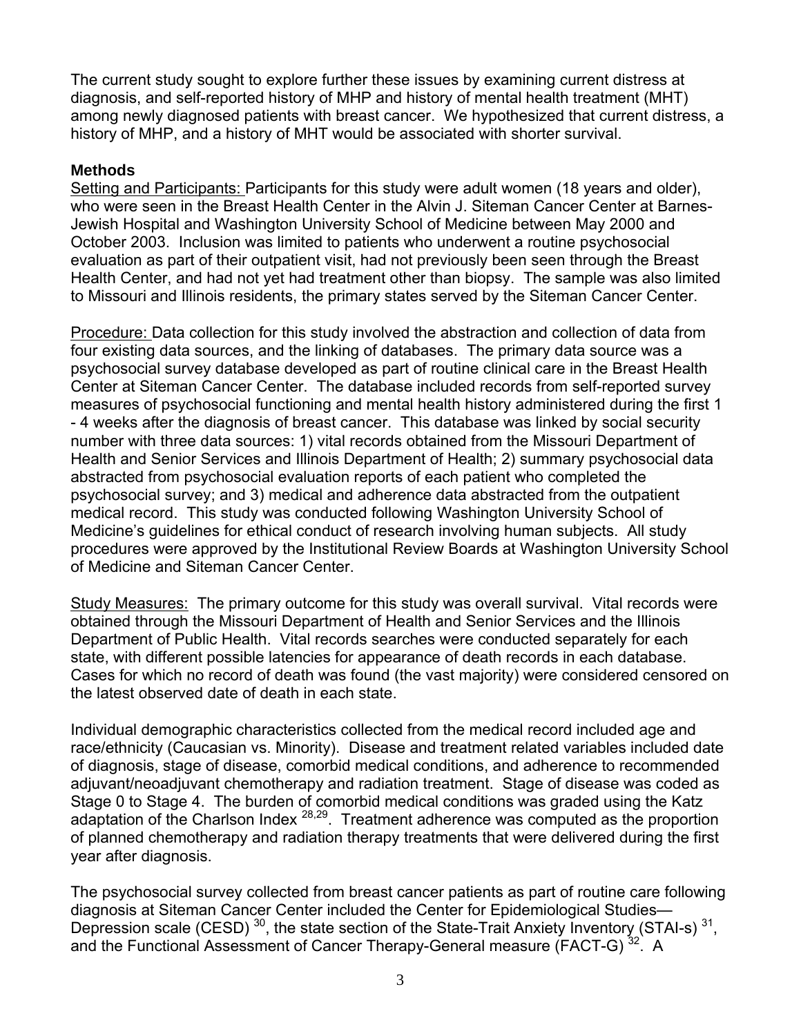The current study sought to explore further these issues by examining current distress at diagnosis, and self-reported history of MHP and history of mental health treatment (MHT) among newly diagnosed patients with breast cancer. We hypothesized that current distress, a history of MHP, and a history of MHT would be associated with shorter survival.

## Methods

Setting and Participants: Participants for this study were adult women (18 years and older), who were seen in the Breast Health Center in the Alvin J. Siteman Cancer Center at Barnes-Jewish Hospital and Washington University School of Medicine between May 2000 and October 2003. Inclusion was limited to patients who underwent a routine psychosocial evaluation as part of their outpatient visit, had not previously been seen through the Breast Health Center, and had not yet had treatment other than biopsy. The sample was also limited to Missouri and Illinois residents, the primary states served by the Siteman Cancer Center.

Procedure: Data collection for this study involved the abstraction and collection of data from four existing data sources, and the linking of databases. The primary data source was a psychosocial survey database developed as part of routine clinical care in the Breast Health Center at Siteman Cancer Center. The database included records from self-reported survey measures of psychosocial functioning and mental health history administered during the first 1 - 4 weeks after the diagnosis of breast cancer. This database was linked by social security number with three data sources: 1) vital records obtained from the Missouri Department of Health and Senior Services and Illinois Department of Health; 2) summary psychosocial data abstracted from psychosocial evaluation reports of each patient who completed the psychosocial survey; and 3) medical and adherence data abstracted from the outpatient medical record. This study was conducted following Washington University School of Medicine's guidelines for ethical conduct of research involving human subjects. All study procedures were approved by the Institutional Review Boards at Washington University School of Medicine and Siteman Cancer Center.

Study Measures: The primary outcome for this study was overall survival. Vital records were obtained through the Missouri Department of Health and Senior Services and the Illinois Department of Public Health. Vital records searches were conducted separately for each state, with different possible latencies for appearance of death records in each database. Cases for which no record of death was found (the vast majority) were considered censored on the latest observed date of death in each state.

Individual demographic characteristics collected from the medical record included age and race/ethnicity (Caucasian vs. Minority). Disease and treatment related variables included date of diagnosis, stage of disease, comorbid medical conditions, and adherence to recommended adjuvant/neoadjuvant chemotherapy and radiation treatment. Stage of disease was coded as Stage 0 to Stage 4. The burden of comorbid medical conditions was graded using the Katz adaptation of the Charlson Index [28,29]. Treatment adherence was computed as the proportion of planned chemotherapy and radiation therapy treatments that were delivered during the first year after diagnosis.

The psychosocial survey collected from breast cancer patients as part of routine care following diagnosis at Siteman Cancer Center included the Center for Epidemiological Studies—Depression scale (CESD) [30], the state section of the State-Trait Anxiety Inventory (STAI-s) [31], and the Functional Assessment of Cancer Therapy-General measure (FACT-G) [32]. A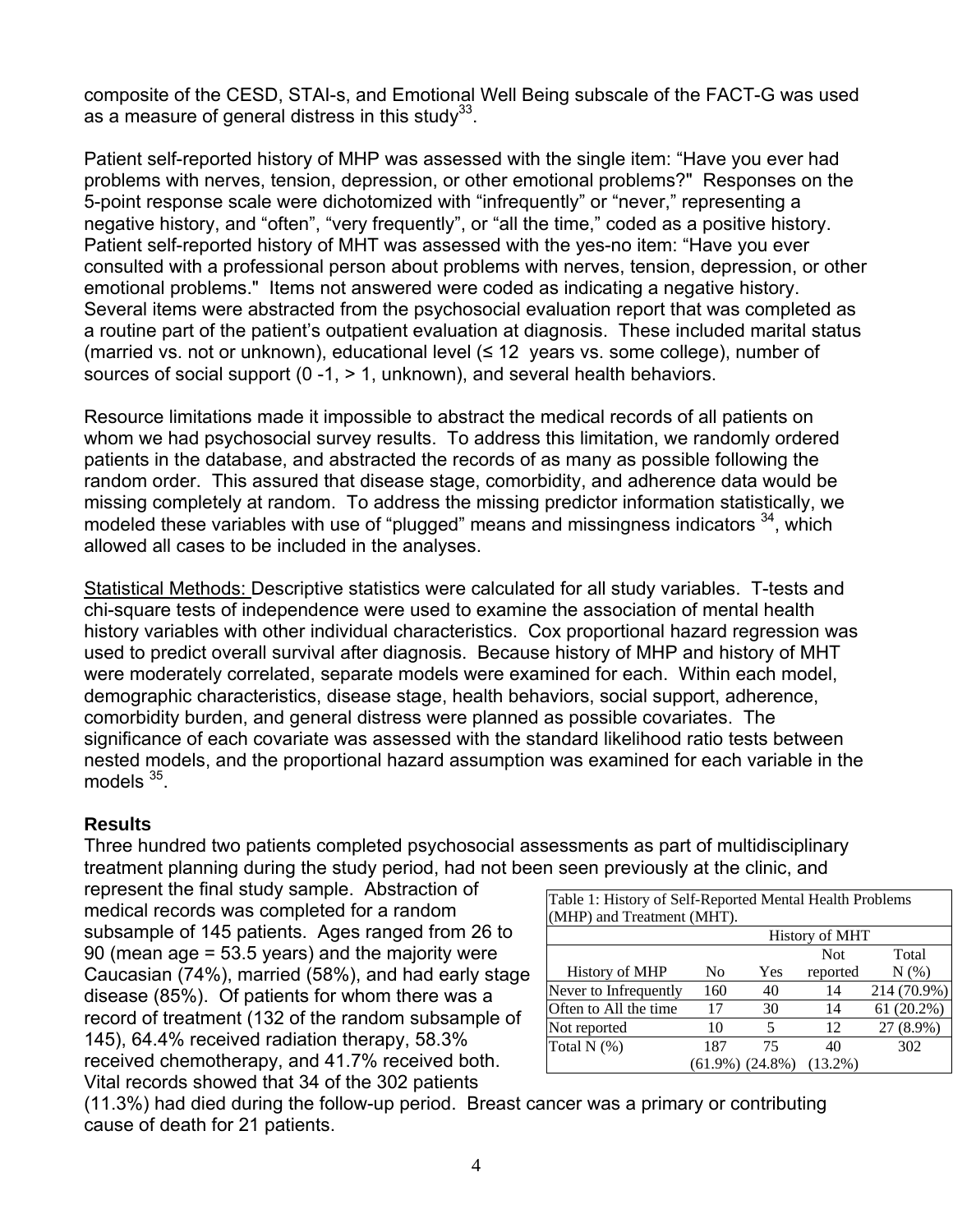composite of the CESD, STAI-s, and Emotional Well Being subscale of the FACT-G was used as a measure of general distress in this study[33].

Patient self-reported history of MHP was assessed with the single item: “Have you ever had problems with nerves, tension, depression, or other emotional problems?" Responses on the 5-point response scale were dichotomized with “infrequently” or “never,” representing a negative history, and “often”, “very frequently”, or “all the time,” coded as a positive history. Patient self-reported history of MHT was assessed with the yes-no item: “Have you ever consulted with a professional person about problems with nerves, tension, depression, or other emotional problems." Items not answered were coded as indicating a negative history. Several items were abstracted from the psychosocial evaluation report that was completed as a routine part of the patient’s outpatient evaluation at diagnosis. These included marital status (married vs. not or unknown), educational level (≤ 12 years vs. some college), number of sources of social support (0 -1, > 1, unknown), and several health behaviors.

Resource limitations made it impossible to abstract the medical records of all patients on whom we had psychosocial survey results. To address this limitation, we randomly ordered patients in the database, and abstracted the records of as many as possible following the random order. This assured that disease stage, comorbidity, and adherence data would be missing completely at random. To address the missing predictor information statistically, we modeled these variables with use of “plugged” means and missingness indicators [34], which allowed all cases to be included in the analyses.

Statistical Methods: Descriptive statistics were calculated for all study variables. T-tests and chi-square tests of independence were used to examine the association of mental health history variables with other individual characteristics. Cox proportional hazard regression was used to predict overall survival after diagnosis. Because history of MHP and history of MHT were moderately correlated, separate models were examined for each. Within each model, demographic characteristics, disease stage, health behaviors, social support, adherence, comorbidity burden, and general distress were planned as possible covariates. The significance of each covariate was assessed with the standard likelihood ratio tests between nested models, and the proportional hazard assumption was examined for each variable in the models [35].

## Results

Three hundred two patients completed psychosocial assessments as part of multidisciplinary treatment planning during the study period, had not been seen previously at the clinic, and represent the final study sample. Abstraction of medical records was completed for a random subsample of 145 patients. Ages ranged from 26 to 90 (mean age = 53.5 years) and the majority were Caucasian (74%), married (58%), and had early stage disease (85%). Of patients for whom there was a record of treatment (132 of the random subsample of 145), 64.4% received radiation therapy, 58.3% received chemotherapy, and 41.7% received both. Vital records showed that 34 of the 302 patients (11.3%) had died during the follow-up period. Breast cancer was a primary or contributing cause of death for 21 patients.

Table 1: History of Self-Reported Mental Health Problems (MHP) and Treatment (MHT).

| | History of MHT | | | |
|---|---|---|---|---|
| History of MHP | No | Yes | Not reported | Total N (%) |
| Never to Infrequently | 160 | 40 | 14 | 214 (70.9%) |
| Often to All the time | 17 | 30 | 14 | 61 (20.2%) |
| Not reported | 10 | 5 | 12 | 27 (8.9%) |
| Total N (%) | 187 (61.9%) | 75 (24.8%) | 40 (13.2%) | 302 |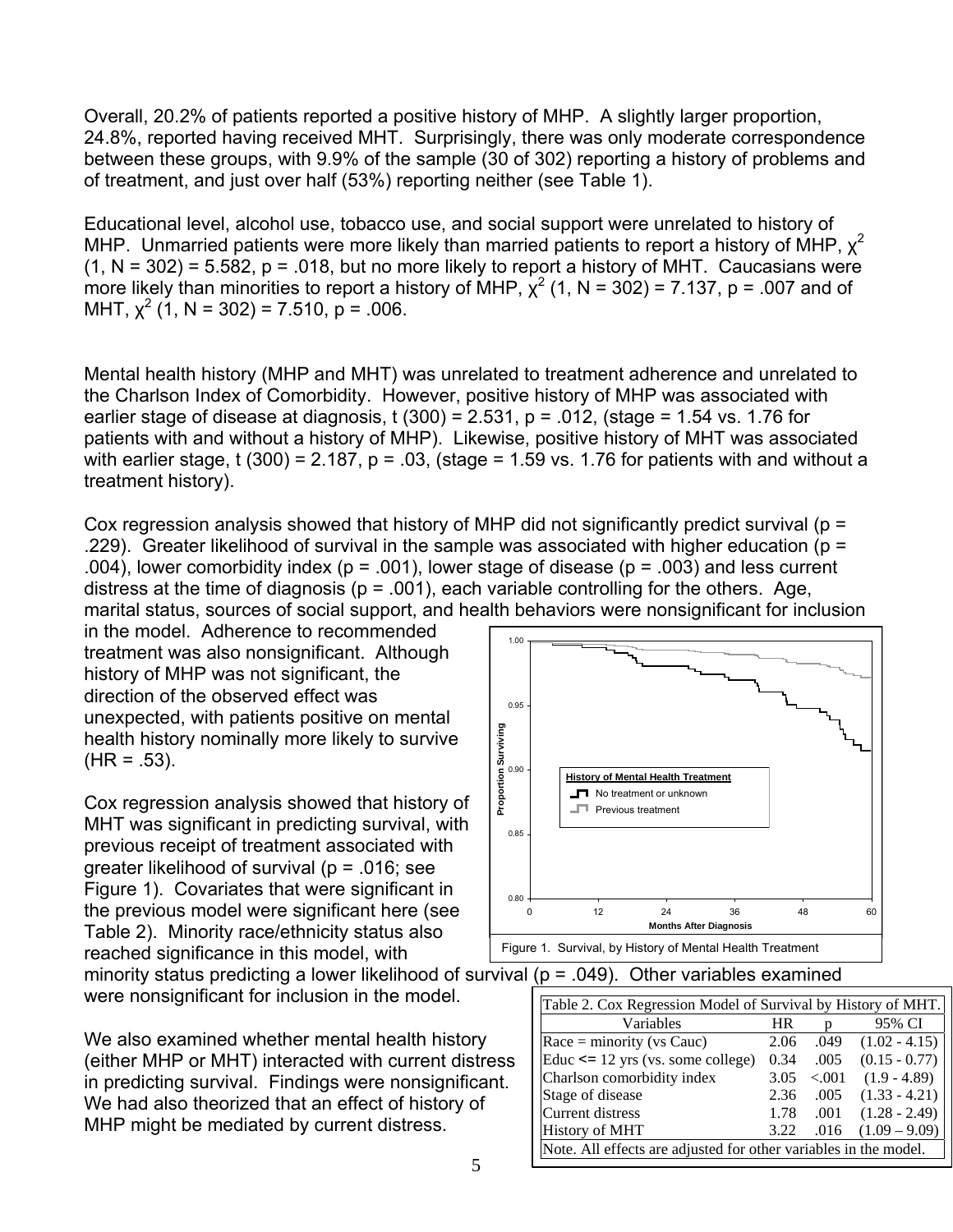Overall, 20.2% of patients reported a positive history of MHP. A slightly larger proportion, 24.8%, reported having received MHT. Surprisingly, there was only moderate correspondence between these groups, with 9.9% of the sample (30 of 302) reporting a history of problems and of treatment, and just over half (53%) reporting neither (see Table 1).

Educational level, alcohol use, tobacco use, and social support were unrelated to history of MHP. Unmarried patients were more likely than married patients to report a history of MHP, $\chi^2$ (1, N = 302) = 5.582, p = .018, but no more likely to report a history of MHT. Caucasians were more likely than minorities to report a history of MHP, $\chi^2$ (1, N = 302) = 7.137, p = .007 and of MHT, $\chi^2$ (1, N = 302) = 7.510, p = .006.

Mental health history (MHP and MHT) was unrelated to treatment adherence and unrelated to the Charlson Index of Comorbidity. However, positive history of MHP was associated with earlier stage of disease at diagnosis, t (300) = 2.531, p = .012, (stage = 1.54 vs. 1.76 for patients with and without a history of MHP). Likewise, positive history of MHT was associated with earlier stage, t (300) = 2.187, p = .03, (stage = 1.59 vs. 1.76 for patients with and without a treatment history).

Cox regression analysis showed that history of MHP did not significantly predict survival (p = .229). Greater likelihood of survival in the sample was associated with higher education (p = .004), lower comorbidity index (p = .001), lower stage of disease (p = .003) and less current distress at the time of diagnosis (p = .001), each variable controlling for the others. Age, marital status, sources of social support, and health behaviors were nonsignificant for inclusion in the model. Adherence to recommended treatment was also nonsignificant. Although history of MHP was not significant, the direction of the observed effect was unexpected, with patients positive on mental health history nominally more likely to survive (HR = .53).

Cox regression analysis showed that history of MHT was significant in predicting survival, with previous receipt of treatment associated with greater likelihood of survival (p = .016; see Figure 1). Covariates that were significant in the previous model were significant here (see Table 2). Minority race/ethnicity status also reached significance in this model, with minority status predicting a lower likelihood of survival (p = .049). Other variables examined were nonsignificant for inclusion in the model.

Figure 1. Survival, by History of Mental Health Treatment

We also examined whether mental health history (either MHP or MHT) interacted with current distress in predicting survival. Findings were nonsignificant. We had also theorized that an effect of history of MHP might be mediated by current distress.

Table 2. Cox Regression Model of Survival by History of MHT.

| Variables | HR | p | 95% CI |
|---|---|---|---|
| Race = minority (vs Cauc) | 2.06 | .049 | (1.02 - 4.15) |
| Educ <= 12 yrs (vs. some college) | 0.34 | .005 | (0.15 - 0.77) |
| Charlson comorbidity index | 3.05 | <.001 | (1.9 - 4.89) |
| Stage of disease | 2.36 | .005 | (1.33 - 4.21) |
| Current distress | 1.78 | .001 | (1.28 - 2.49) |
| History of MHT | 3.22 | .016 | (1.09 – 9.09) |

Note. All effects are adjusted for other variables in the model.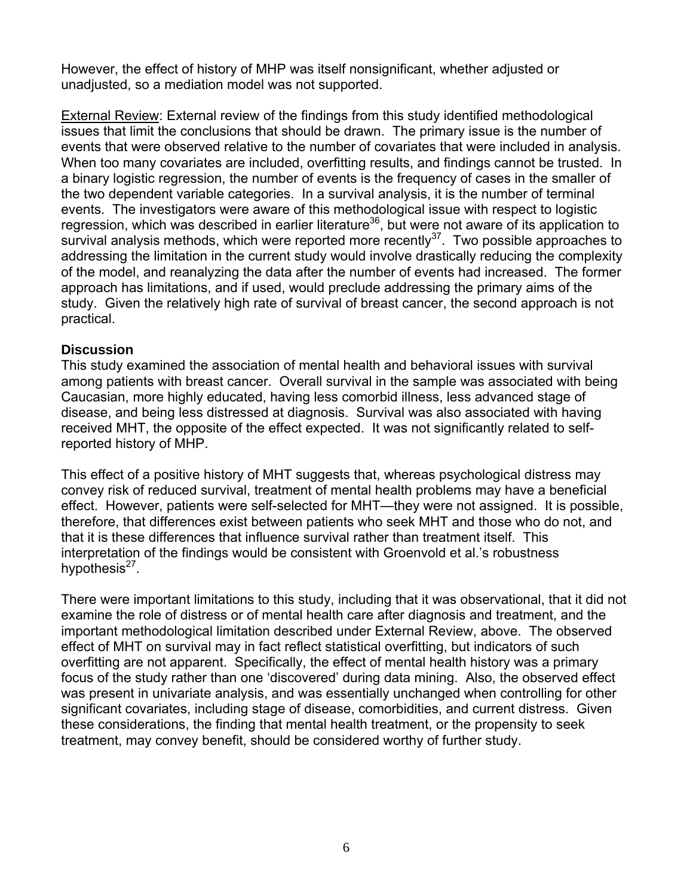However, the effect of history of MHP was itself nonsignificant, whether adjusted or unadjusted, so a mediation model was not supported.

External Review: External review of the findings from this study identified methodological issues that limit the conclusions that should be drawn. The primary issue is the number of events that were observed relative to the number of covariates that were included in analysis. When too many covariates are included, overfitting results, and findings cannot be trusted. In a binary logistic regression, the number of events is the frequency of cases in the smaller of the two dependent variable categories. In a survival analysis, it is the number of terminal events. The investigators were aware of this methodological issue with respect to logistic regression, which was described in earlier literature[36], but were not aware of its application to survival analysis methods, which were reported more recently[37]. Two possible approaches to addressing the limitation in the current study would involve drastically reducing the complexity of the model, and reanalyzing the data after the number of events had increased. The former approach has limitations, and if used, would preclude addressing the primary aims of the study. Given the relatively high rate of survival of breast cancer, the second approach is not practical.

## Discussion

This study examined the association of mental health and behavioral issues with survival among patients with breast cancer. Overall survival in the sample was associated with being Caucasian, more highly educated, having less comorbid illness, less advanced stage of disease, and being less distressed at diagnosis. Survival was also associated with having received MHT, the opposite of the effect expected. It was not significantly related to self-reported history of MHP.

This effect of a positive history of MHT suggests that, whereas psychological distress may convey risk of reduced survival, treatment of mental health problems may have a beneficial effect. However, patients were self-selected for MHT—they were not assigned. It is possible, therefore, that differences exist between patients who seek MHT and those who do not, and that it is these differences that influence survival rather than treatment itself. This interpretation of the findings would be consistent with Groenvold et al.'s robustness hypothesis[27].

There were important limitations to this study, including that it was observational, that it did not examine the role of distress or of mental health care after diagnosis and treatment, and the important methodological limitation described under External Review, above. The observed effect of MHT on survival may in fact reflect statistical overfitting, but indicators of such overfitting are not apparent. Specifically, the effect of mental health history was a primary focus of the study rather than one 'discovered' during data mining. Also, the observed effect was present in univariate analysis, and was essentially unchanged when controlling for other significant covariates, including stage of disease, comorbidities, and current distress. Given these considerations, the finding that mental health treatment, or the propensity to seek treatment, may convey benefit, should be considered worthy of further study.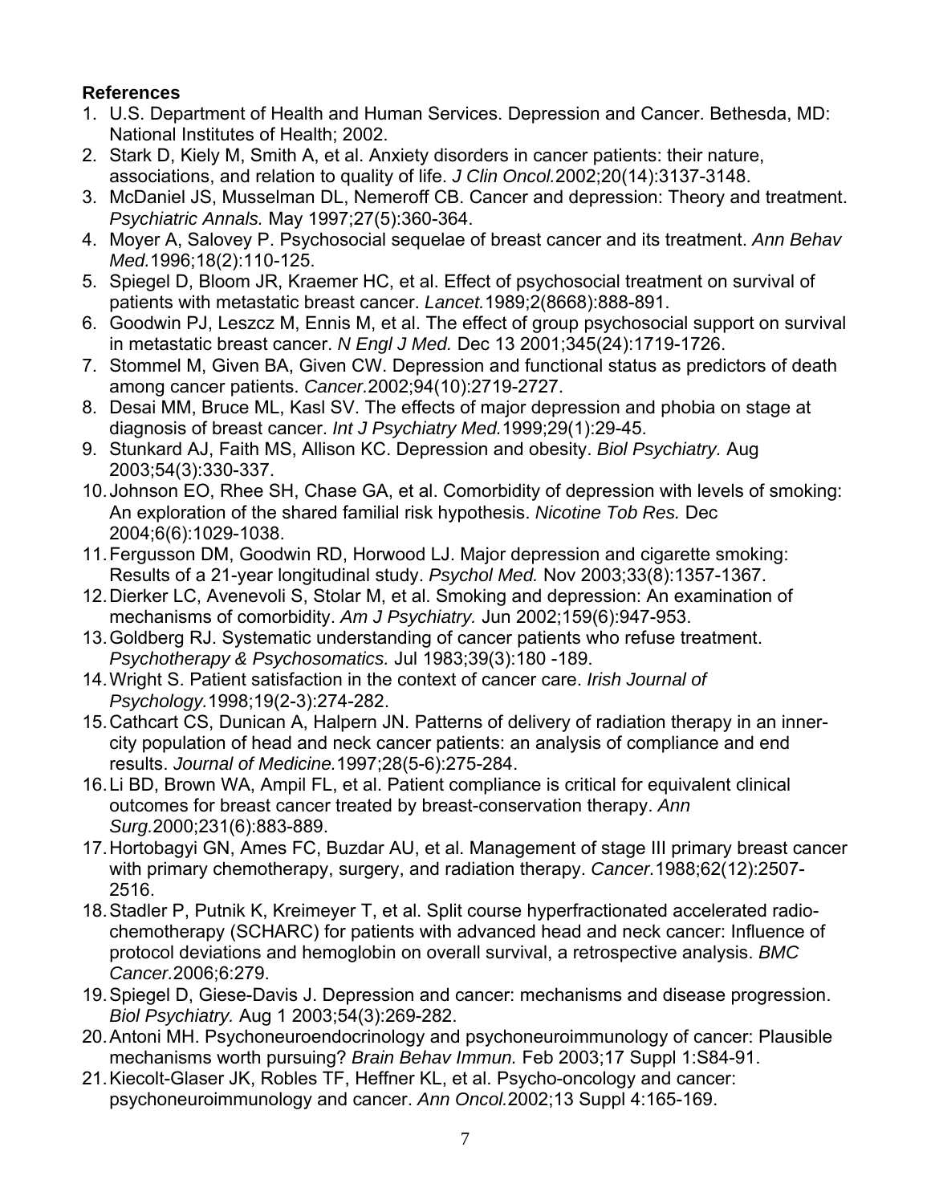**References**

1. U.S. Department of Health and Human Services. Depression and Cancer. Bethesda, MD: National Institutes of Health; 2002.
2. Stark D, Kiely M, Smith A, et al. Anxiety disorders in cancer patients: their nature, associations, and relation to quality of life. *J Clin Oncol.*2002;20(14):3137-3148.
3. McDaniel JS, Musselman DL, Nemeroff CB. Cancer and depression: Theory and treatment. *Psychiatric Annals.* May 1997;27(5):360-364.
4. Moyer A, Salovey P. Psychosocial sequelae of breast cancer and its treatment. *Ann Behav Med.*1996;18(2):110-125.
5. Spiegel D, Bloom JR, Kraemer HC, et al. Effect of psychosocial treatment on survival of patients with metastatic breast cancer. *Lancet.*1989;2(8668):888-891.
6. Goodwin PJ, Leszcz M, Ennis M, et al. The effect of group psychosocial support on survival in metastatic breast cancer. *N Engl J Med.* Dec 13 2001;345(24):1719-1726.
7. Stommel M, Given BA, Given CW. Depression and functional status as predictors of death among cancer patients. *Cancer.*2002;94(10):2719-2727.
8. Desai MM, Bruce ML, Kasl SV. The effects of major depression and phobia on stage at diagnosis of breast cancer. *Int J Psychiatry Med.*1999;29(1):29-45.
9. Stunkard AJ, Faith MS, Allison KC. Depression and obesity. *Biol Psychiatry.* Aug 2003;54(3):330-337.
10. Johnson EO, Rhee SH, Chase GA, et al. Comorbidity of depression with levels of smoking: An exploration of the shared familial risk hypothesis. *Nicotine Tob Res.* Dec 2004;6(6):1029-1038.
11. Fergusson DM, Goodwin RD, Horwood LJ. Major depression and cigarette smoking: Results of a 21-year longitudinal study. *Psychol Med.* Nov 2003;33(8):1357-1367.
12. Dierker LC, Avenevoli S, Stolar M, et al. Smoking and depression: An examination of mechanisms of comorbidity. *Am J Psychiatry.* Jun 2002;159(6):947-953.
13. Goldberg RJ. Systematic understanding of cancer patients who refuse treatment. *Psychotherapy & Psychosomatics.* Jul 1983;39(3):180 -189.
14. Wright S. Patient satisfaction in the context of cancer care. *Irish Journal of Psychology.*1998;19(2-3):274-282.
15. Cathcart CS, Dunican A, Halpern JN. Patterns of delivery of radiation therapy in an inner-city population of head and neck cancer patients: an analysis of compliance and end results. *Journal of Medicine.*1997;28(5-6):275-284.
16. Li BD, Brown WA, Ampil FL, et al. Patient compliance is critical for equivalent clinical outcomes for breast cancer treated by breast-conservation therapy. *Ann Surg.*2000;231(6):883-889.
17. Hortobagyi GN, Ames FC, Buzdar AU, et al. Management of stage III primary breast cancer with primary chemotherapy, surgery, and radiation therapy. *Cancer.*1988;62(12):2507-2516.
18. Stadler P, Putnik K, Kreimeyer T, et al. Split course hyperfractionated accelerated radio-chemotherapy (SCHARC) for patients with advanced head and neck cancer: Influence of protocol deviations and hemoglobin on overall survival, a retrospective analysis. *BMC Cancer.*2006;6:279.
19. Spiegel D, Giese-Davis J. Depression and cancer: mechanisms and disease progression. *Biol Psychiatry.* Aug 1 2003;54(3):269-282.
20. Antoni MH. Psychoneuroendocrinology and psychoneuroimmunology of cancer: Plausible mechanisms worth pursuing? *Brain Behav Immun.* Feb 2003;17 Suppl 1:S84-91.
21. Kiecolt-Glaser JK, Robles TF, Heffner KL, et al. Psycho-oncology and cancer: psychoneuroimmunology and cancer. *Ann Oncol.*2002;13 Suppl 4:165-169.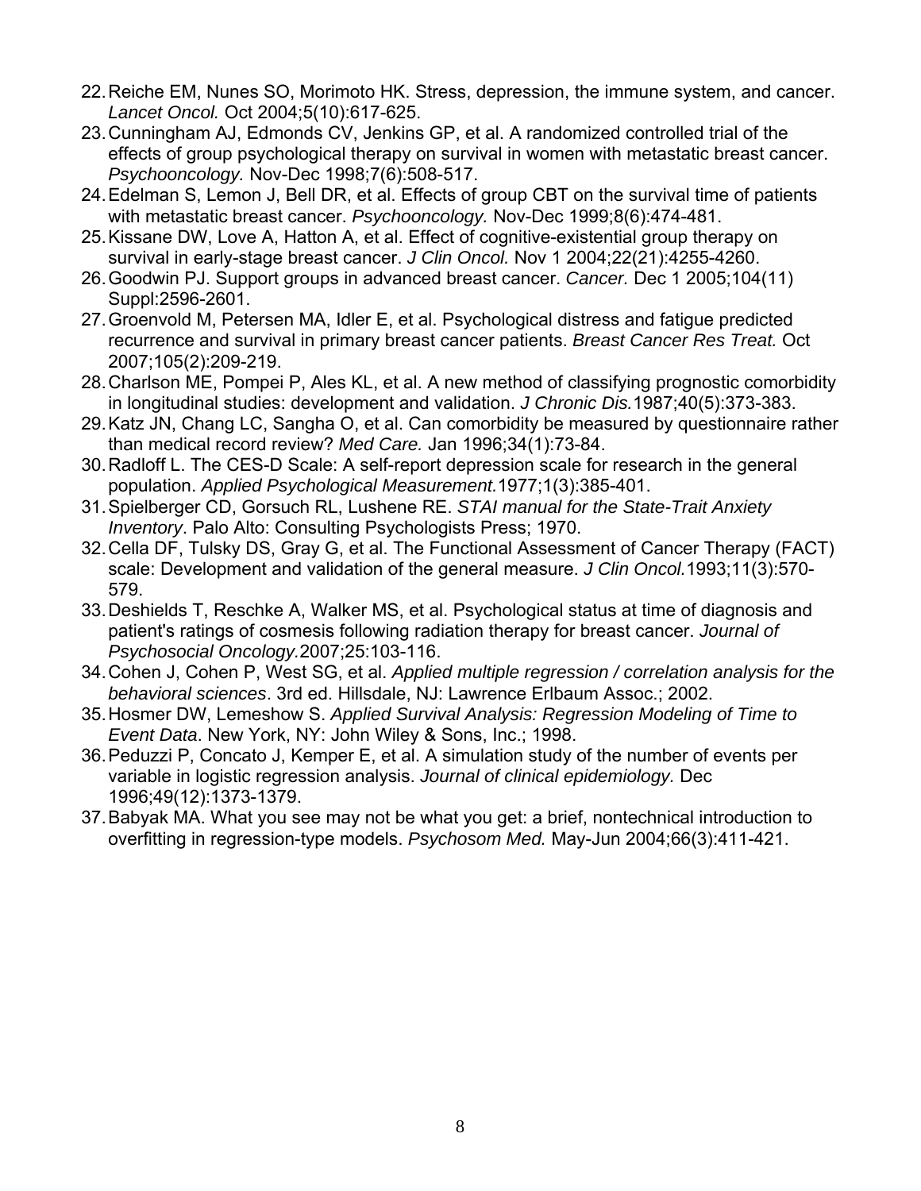22. Reiche EM, Nunes SO, Morimoto HK. Stress, depression, the immune system, and cancer. *Lancet Oncol.* Oct 2004;5(10):617-625.
23. Cunningham AJ, Edmonds CV, Jenkins GP, et al. A randomized controlled trial of the effects of group psychological therapy on survival in women with metastatic breast cancer. *Psychooncology.* Nov-Dec 1998;7(6):508-517.
24. Edelman S, Lemon J, Bell DR, et al. Effects of group CBT on the survival time of patients with metastatic breast cancer. *Psychooncology.* Nov-Dec 1999;8(6):474-481.
25. Kissane DW, Love A, Hatton A, et al. Effect of cognitive-existential group therapy on survival in early-stage breast cancer. *J Clin Oncol.* Nov 1 2004;22(21):4255-4260.
26. Goodwin PJ. Support groups in advanced breast cancer. *Cancer.* Dec 1 2005;104(11) Suppl:2596-2601.
27. Groenvold M, Petersen MA, Idler E, et al. Psychological distress and fatigue predicted recurrence and survival in primary breast cancer patients. *Breast Cancer Res Treat.* Oct 2007;105(2):209-219.
28. Charlson ME, Pompei P, Ales KL, et al. A new method of classifying prognostic comorbidity in longitudinal studies: development and validation. *J Chronic Dis.*1987;40(5):373-383.
29. Katz JN, Chang LC, Sangha O, et al. Can comorbidity be measured by questionnaire rather than medical record review? *Med Care.* Jan 1996;34(1):73-84.
30. Radloff L. The CES-D Scale: A self-report depression scale for research in the general population. *Applied Psychological Measurement.*1977;1(3):385-401.
31. Spielberger CD, Gorsuch RL, Lushene RE. *STAI manual for the State-Trait Anxiety Inventory*. Palo Alto: Consulting Psychologists Press; 1970.
32. Cella DF, Tulsky DS, Gray G, et al. The Functional Assessment of Cancer Therapy (FACT) scale: Development and validation of the general measure. *J Clin Oncol.*1993;11(3):570-579.
33. Deshields T, Reschke A, Walker MS, et al. Psychological status at time of diagnosis and patient's ratings of cosmesis following radiation therapy for breast cancer. *Journal of Psychosocial Oncology.*2007;25:103-116.
34. Cohen J, Cohen P, West SG, et al. *Applied multiple regression / correlation analysis for the behavioral sciences*. 3rd ed. Hillsdale, NJ: Lawrence Erlbaum Assoc.; 2002.
35. Hosmer DW, Lemeshow S. *Applied Survival Analysis: Regression Modeling of Time to Event Data*. New York, NY: John Wiley & Sons, Inc.; 1998.
36. Peduzzi P, Concato J, Kemper E, et al. A simulation study of the number of events per variable in logistic regression analysis. *Journal of clinical epidemiology.* Dec 1996;49(12):1373-1379.
37. Babyak MA. What you see may not be what you get: a brief, nontechnical introduction to overfitting in regression-type models. *Psychosom Med.* May-Jun 2004;66(3):411-421.